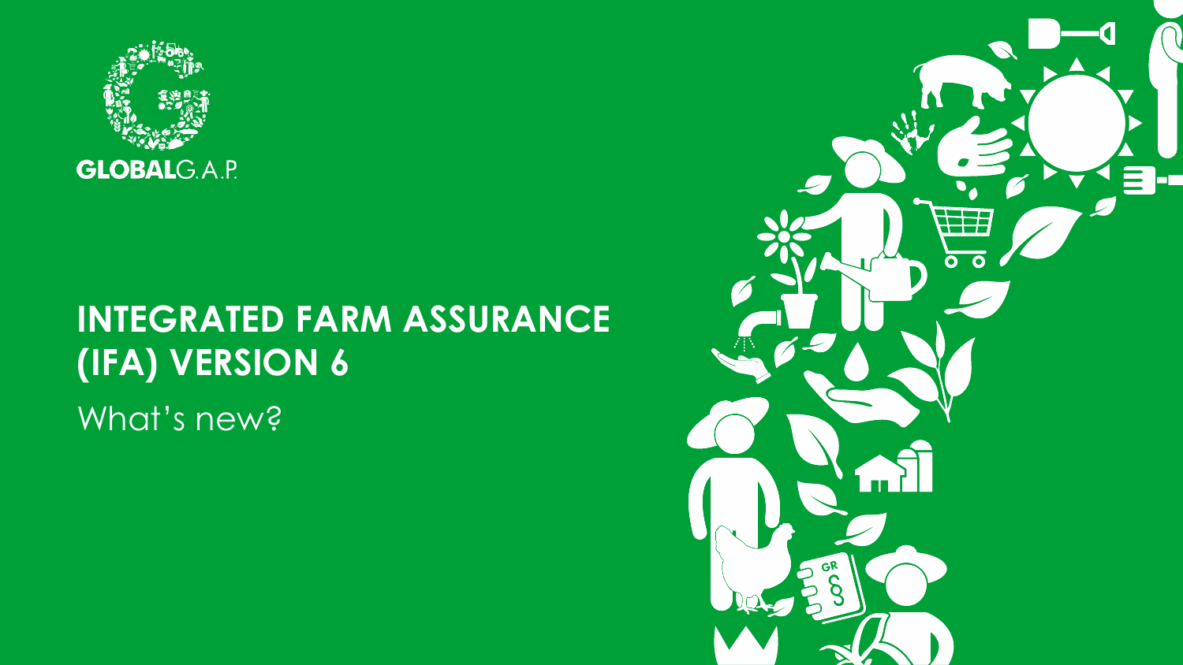GLOBALG.A.P.

# INTEGRATED FARM ASSURANCE (IFA) VERSION 6

What's new?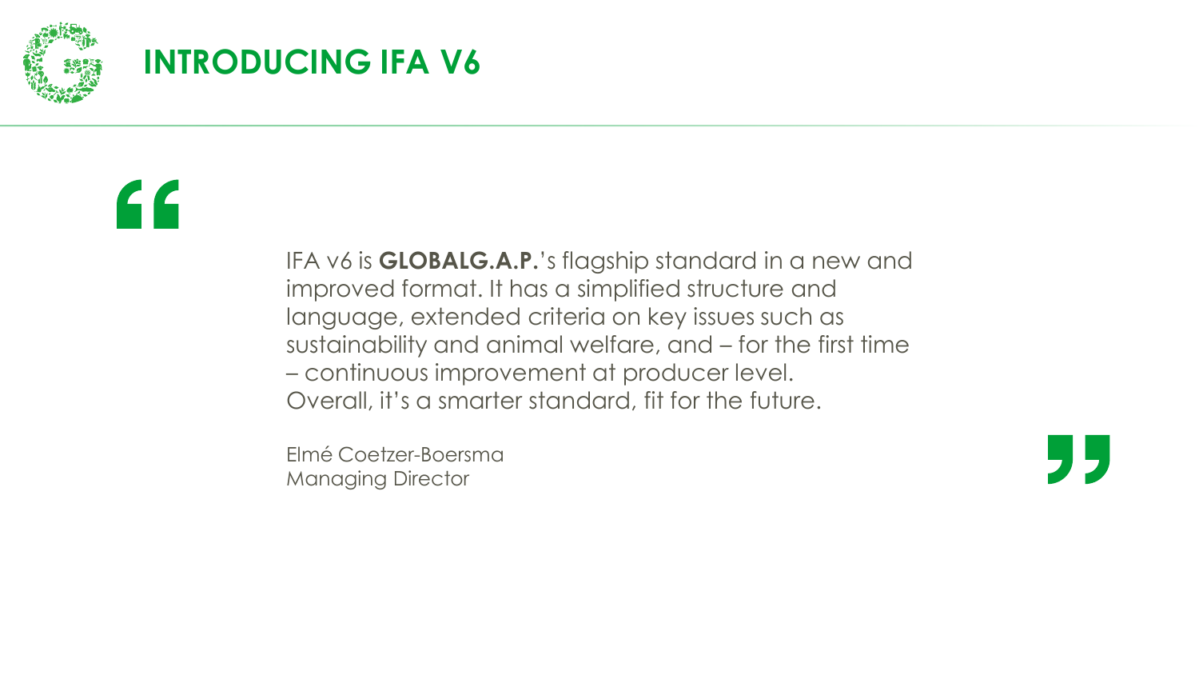# INTRODUCING IFA V6

> IFA v6 is **GLOBALG.A.P.**'s flagship standard in a new and improved format. It has a simplified structure and language, extended criteria on key issues such as sustainability and animal welfare, and – for the first time – continuous improvement at producer level. Overall, it's a smarter standard, fit for the future.
>
> Elmé Coetzer-Boersma
> Managing Director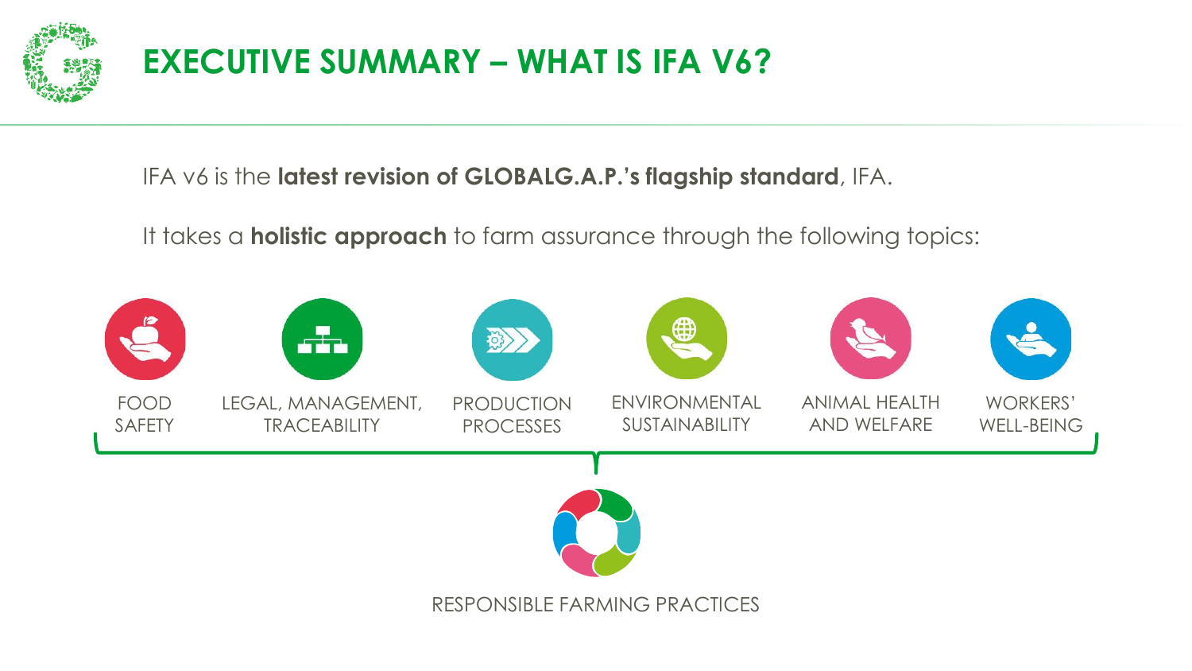# EXECUTIVE SUMMARY – WHAT IS IFA V6?

IFA v6 is the **latest revision of GLOBALG.A.P.'s flagship standard**, IFA.

It takes a **holistic approach** to farm assurance through the following topics:

- FOOD SAFETY
- LEGAL, MANAGEMENT, TRACEABILITY
- PRODUCTION PROCESSES
- ENVIRONMENTAL SUSTAINABILITY
- ANIMAL HEALTH AND WELFARE
- WORKERS' WELL-BEING

RESPONSIBLE FARMING PRACTICES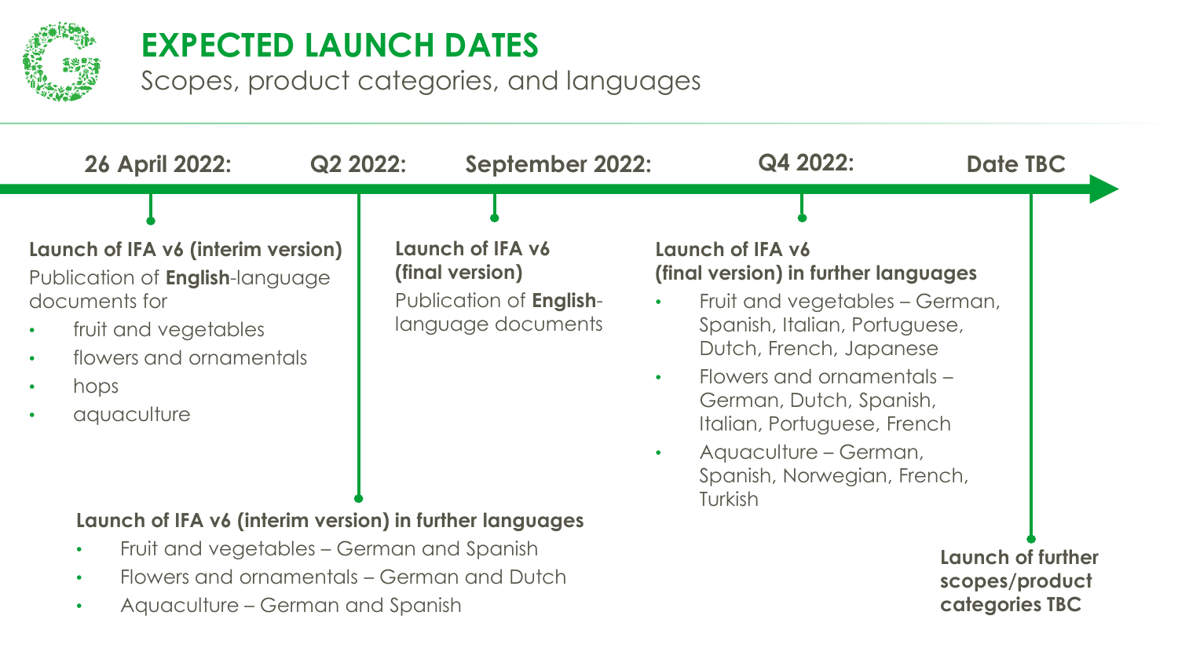# EXPECTED LAUNCH DATES

Scopes, product categories, and languages

### 26 April 2022:

**Launch of IFA v6 (interim version)**

Publication of **English**-language documents for

- fruit and vegetables
- flowers and ornamentals
- hops
- aquaculture

### Q2 2022:

**Launch of IFA v6 (interim version) in further languages**

- Fruit and vegetables – German and Spanish
- Flowers and ornamentals – German and Dutch
- Aquaculture – German and Spanish

### September 2022:

**Launch of IFA v6 (final version)**

Publication of **English**-language documents

### Q4 2022:

**Launch of IFA v6 (final version) in further languages**

- Fruit and vegetables – German, Spanish, Italian, Portuguese, Dutch, French, Japanese
- Flowers and ornamentals – German, Dutch, Spanish, Italian, Portuguese, French
- Aquaculture – German, Spanish, Norwegian, French, Turkish

### Date TBC

**Launch of further scopes/product categories TBC**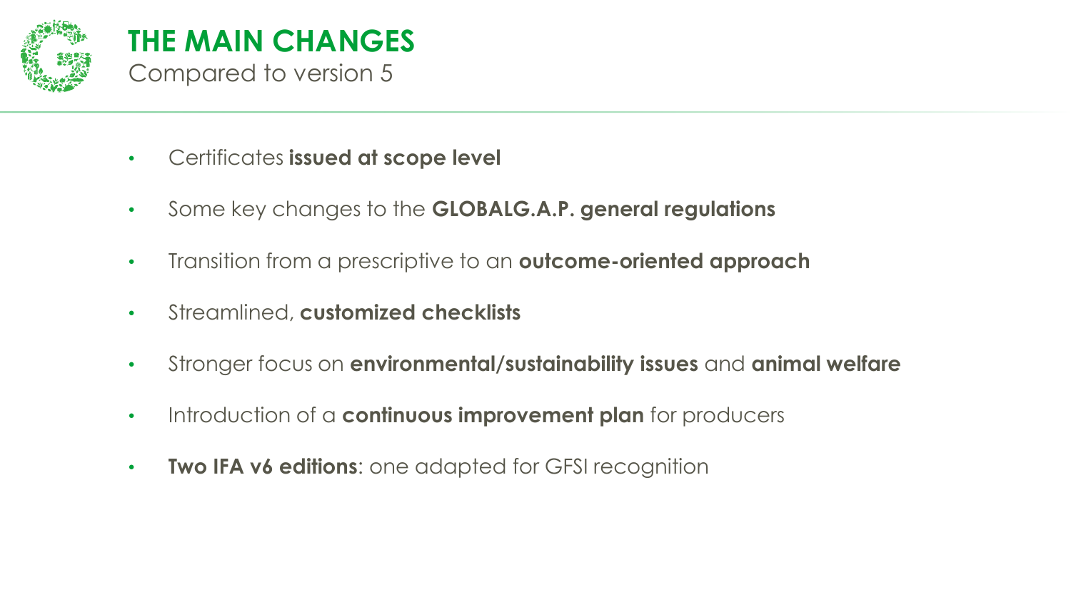# THE MAIN CHANGES

Compared to version 5

- Certificates **issued at scope level**
- Some key changes to the **GLOBALG.A.P. general regulations**
- Transition from a prescriptive to an **outcome-oriented approach**
- Streamlined, **customized checklists**
- Stronger focus on **environmental/sustainability issues** and **animal welfare**
- Introduction of a **continuous improvement plan** for producers
- **Two IFA v6 editions**: one adapted for GFSI recognition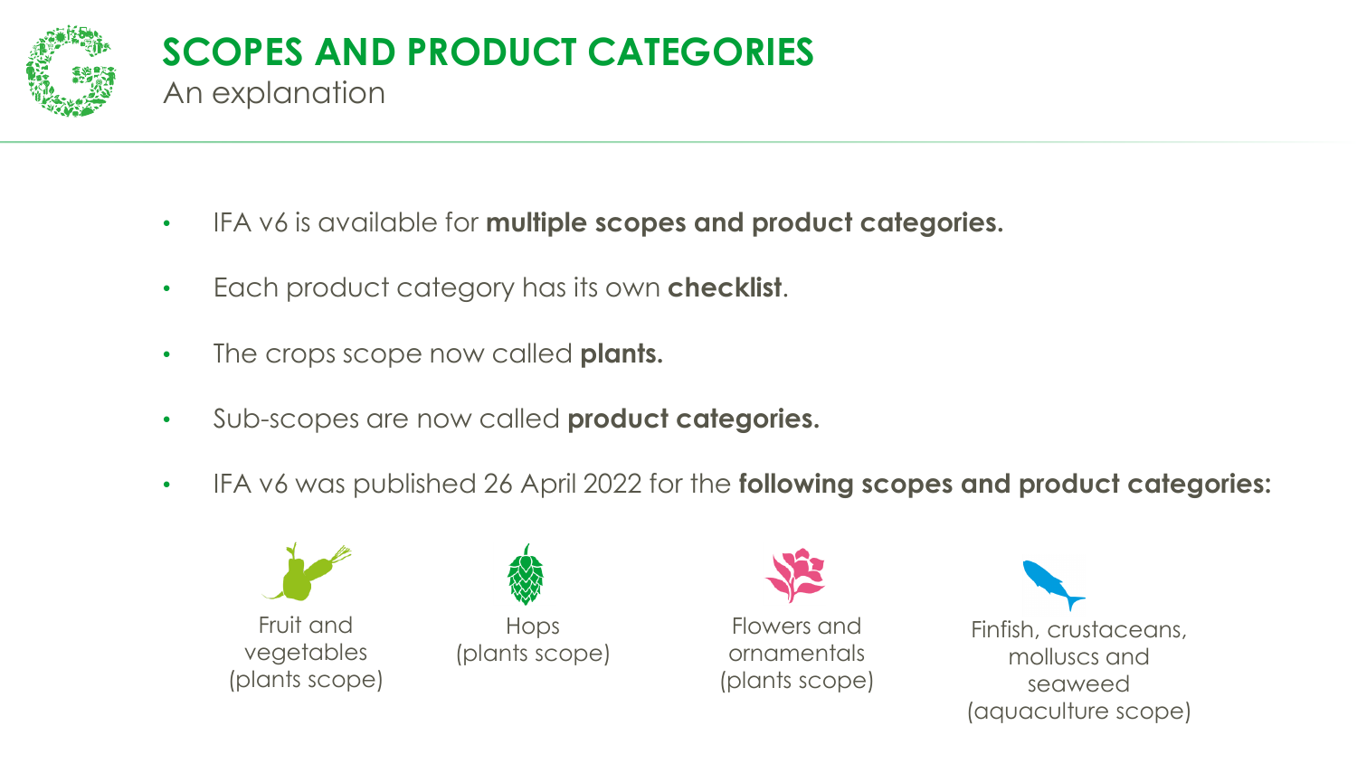# SCOPES AND PRODUCT CATEGORIES

An explanation

- IFA v6 is available for **multiple scopes and product categories.**
- Each product category has its own **checklist**.
- The crops scope now called **plants.**
- Sub-scopes are now called **product categories.**
- IFA v6 was published 26 April 2022 for the **following scopes and product categories:**

Fruit and vegetables (plants scope)

Hops (plants scope)

Flowers and ornamentals (plants scope)

Finfish, crustaceans, molluscs and seaweed (aquaculture scope)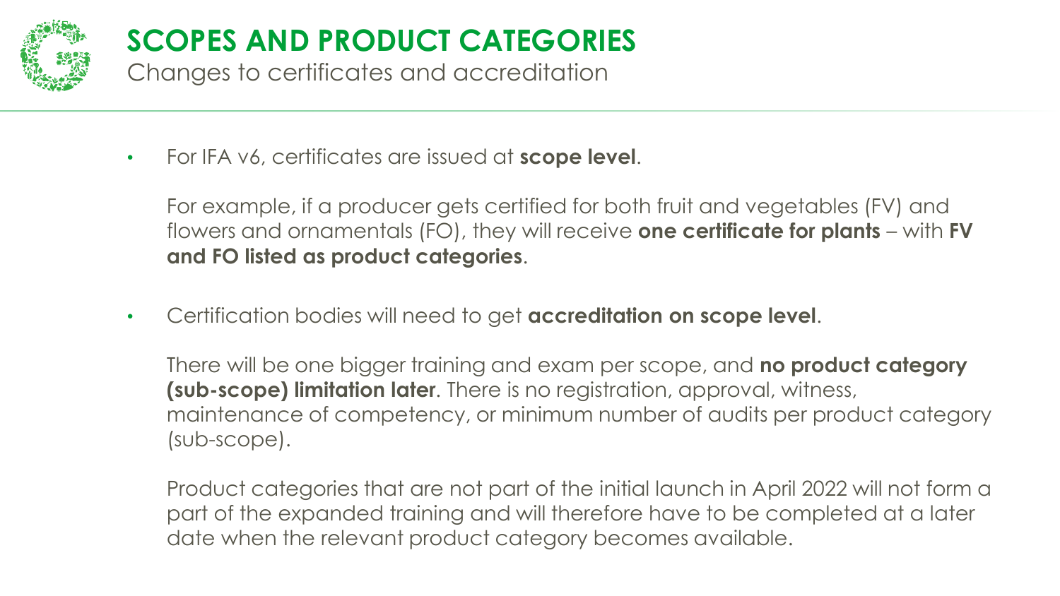# SCOPES AND PRODUCT CATEGORIES

## Changes to certificates and accreditation

- For IFA v6, certificates are issued at **scope level**.

  For example, if a producer gets certified for both fruit and vegetables (FV) and flowers and ornamentals (FO), they will receive **one certificate for plants** – with **FV and FO listed as product categories**.

- Certification bodies will need to get **accreditation on scope level**.

  There will be one bigger training and exam per scope, and **no product category (sub-scope) limitation later**. There is no registration, approval, witness, maintenance of competency, or minimum number of audits per product category (sub-scope).

  Product categories that are not part of the initial launch in April 2022 will not form a part of the expanded training and will therefore have to be completed at a later date when the relevant product category becomes available.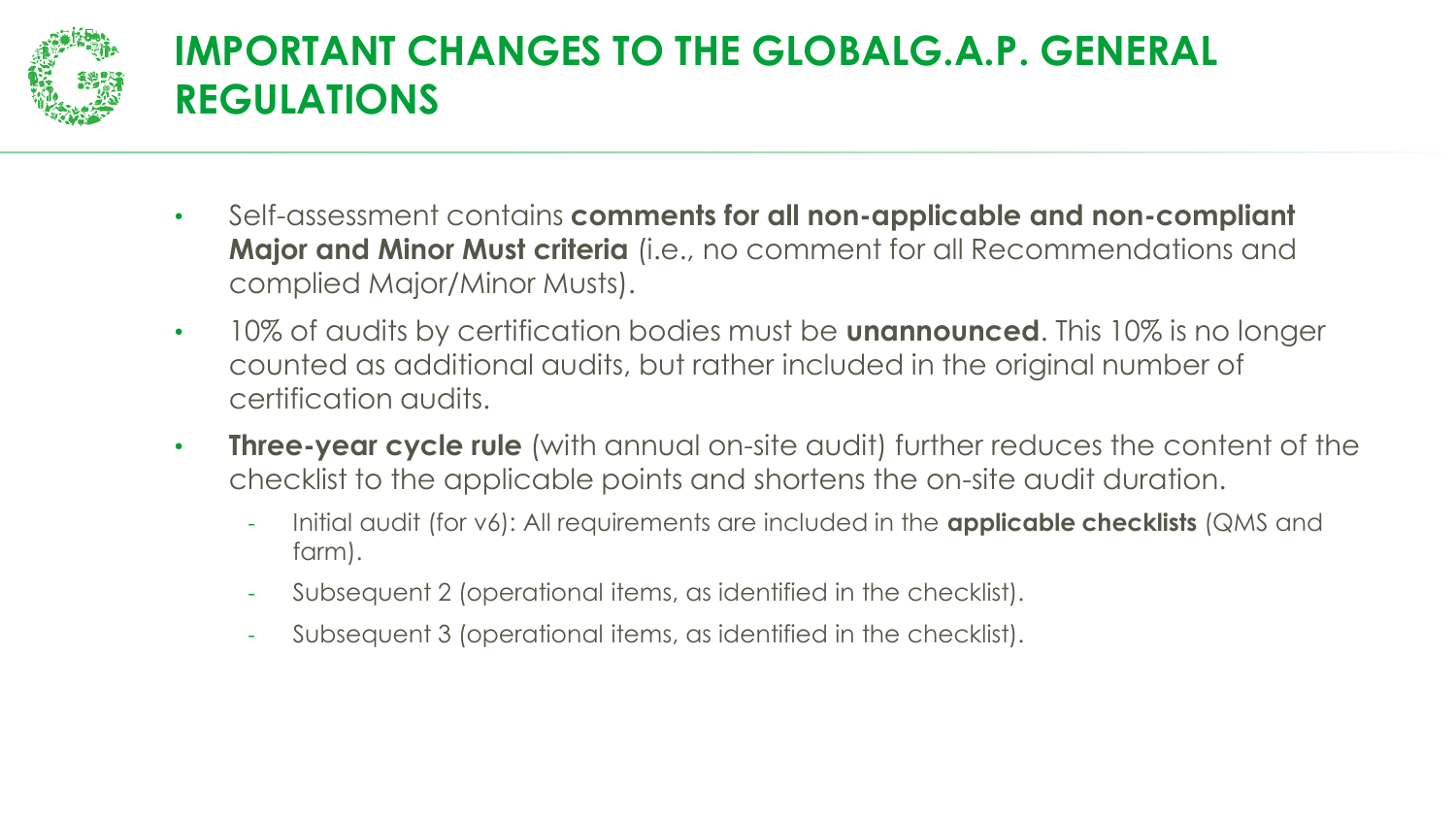# IMPORTANT CHANGES TO THE GLOBALG.A.P. GENERAL REGULATIONS

- Self-assessment contains **comments for all non-applicable and non-compliant Major and Minor Must criteria** (i.e., no comment for all Recommendations and complied Major/Minor Musts).
- 10% of audits by certification bodies must be **unannounced**. This 10% is no longer counted as additional audits, but rather included in the original number of certification audits.
- **Three-year cycle rule** (with annual on-site audit) further reduces the content of the checklist to the applicable points and shortens the on-site audit duration.
  - Initial audit (for v6): All requirements are included in the **applicable checklists** (QMS and farm).
  - Subsequent 2 (operational items, as identified in the checklist).
  - Subsequent 3 (operational items, as identified in the checklist).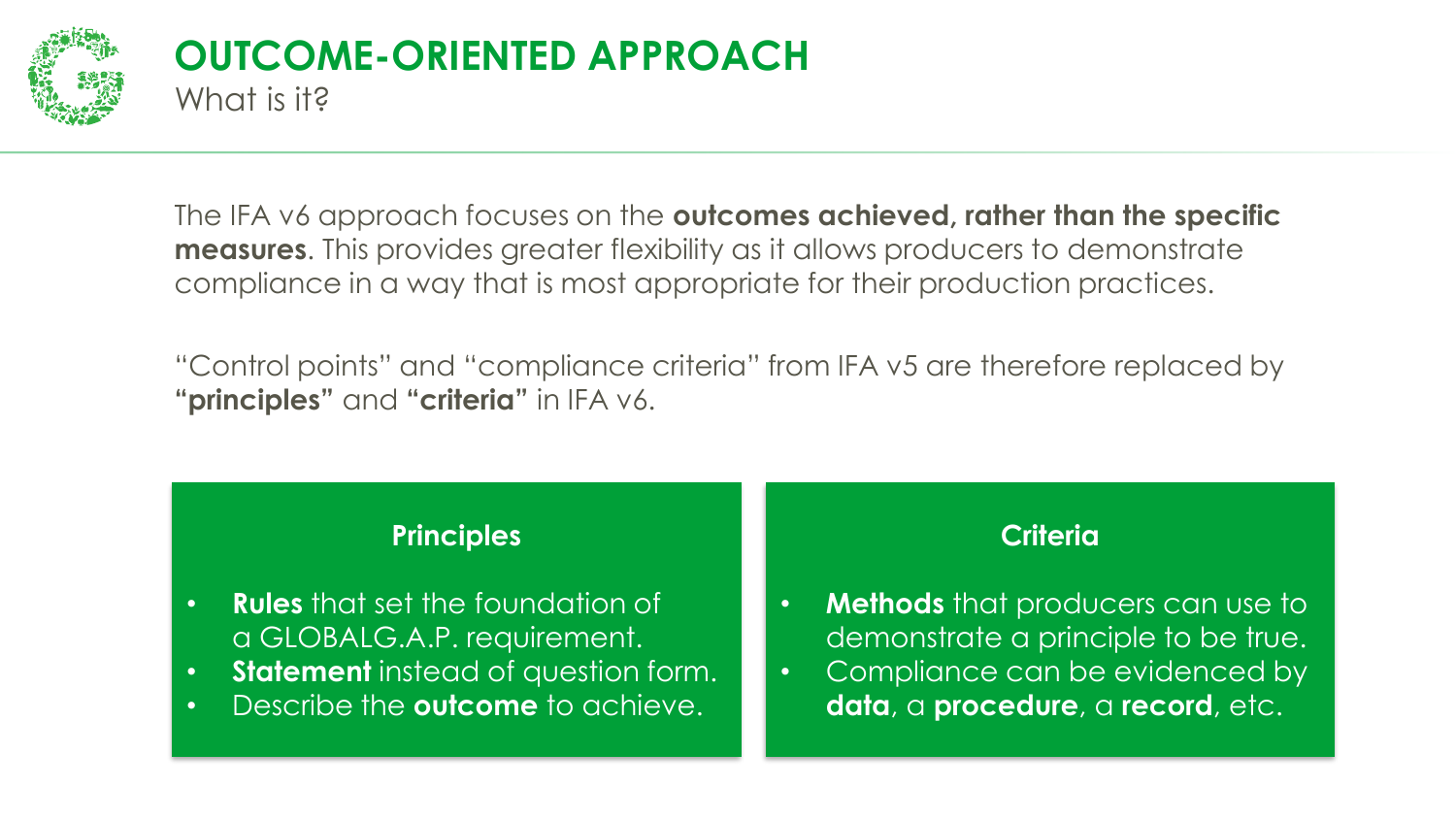# OUTCOME-ORIENTED APPROACH

## What is it?

The IFA v6 approach focuses on the **outcomes achieved, rather than the specific measures**. This provides greater flexibility as it allows producers to demonstrate compliance in a way that is most appropriate for their production practices.

"Control points" and "compliance criteria" from IFA v5 are therefore replaced by **"principles"** and **"criteria"** in IFA v6.

### Principles

- **Rules** that set the foundation of a GLOBALG.A.P. requirement.
- **Statement** instead of question form.
- Describe the **outcome** to achieve.

### Criteria

- **Methods** that producers can use to demonstrate a principle to be true.
- Compliance can be evidenced by **data**, a **procedure**, a **record**, etc.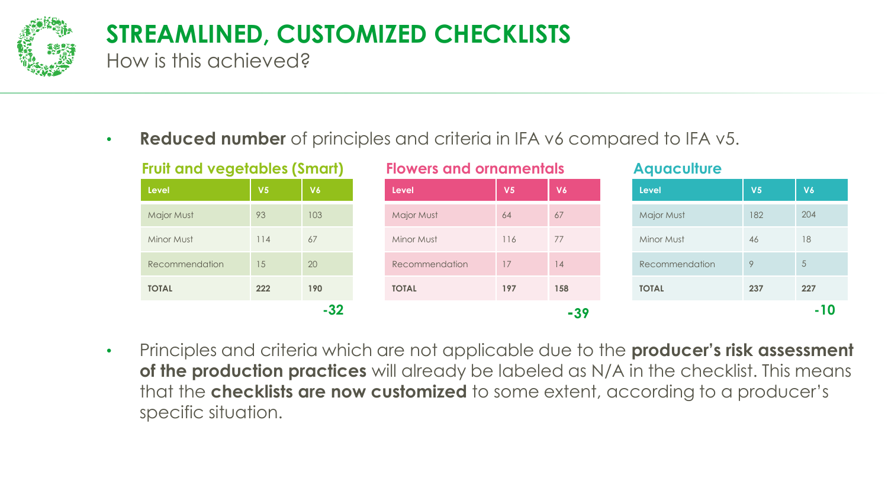# STREAMLINED, CUSTOMIZED CHECKLISTS

## How is this achieved?

- **Reduced number** of principles and criteria in IFA v6 compared to IFA v5.

### Fruit and vegetables (Smart)

| Level | V5 | V6 |
|---|---|---|
| Major Must | 93 | 103 |
| Minor Must | 114 | 67 |
| Recommendation | 15 | 20 |
| **TOTAL** | **222** | **190** |

**-32**

### Flowers and ornamentals

| Level | V5 | V6 |
|---|---|---|
| Major Must | 64 | 67 |
| Minor Must | 116 | 77 |
| Recommendation | 17 | 14 |
| **TOTAL** | **197** | **158** |

**-39**

### Aquaculture

| Level | V5 | V6 |
|---|---|---|
| Major Must | 182 | 204 |
| Minor Must | 46 | 18 |
| Recommendation | 9 | 5 |
| **TOTAL** | **237** | **227** |

**-10**

- Principles and criteria which are not applicable due to the **producer's risk assessment of the production practices** will already be labeled as N/A in the checklist. This means that the **checklists are now customized** to some extent, according to a producer's specific situation.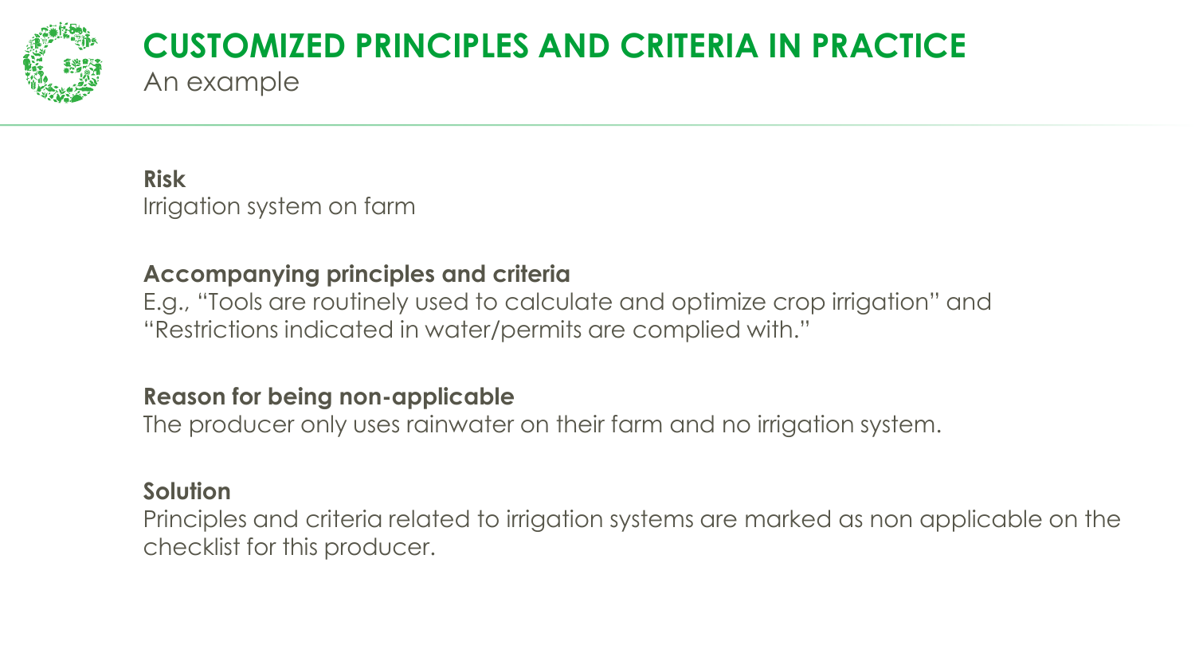# CUSTOMIZED PRINCIPLES AND CRITERIA IN PRACTICE

## An example

**Risk**

Irrigation system on farm

**Accompanying principles and criteria**

E.g., "Tools are routinely used to calculate and optimize crop irrigation" and "Restrictions indicated in water/permits are complied with."

**Reason for being non-applicable**

The producer only uses rainwater on their farm and no irrigation system.

**Solution**

Principles and criteria related to irrigation systems are marked as non applicable on the checklist for this producer.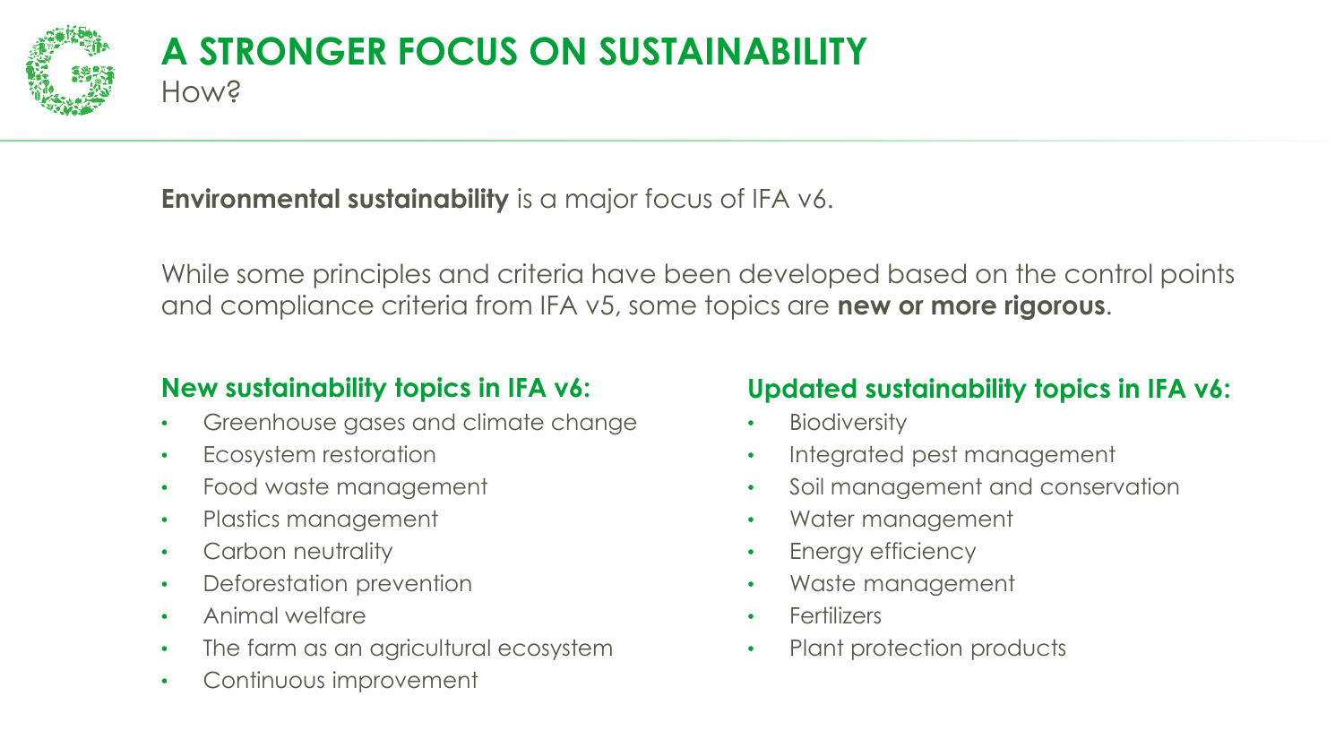# A STRONGER FOCUS ON SUSTAINABILITY

How?

**Environmental sustainability** is a major focus of IFA v6.

While some principles and criteria have been developed based on the control points and compliance criteria from IFA v5, some topics are **new or more rigorous**.

## New sustainability topics in IFA v6:

- Greenhouse gases and climate change
- Ecosystem restoration
- Food waste management
- Plastics management
- Carbon neutrality
- Deforestation prevention
- Animal welfare
- The farm as an agricultural ecosystem
- Continuous improvement

## Updated sustainability topics in IFA v6:

- Biodiversity
- Integrated pest management
- Soil management and conservation
- Water management
- Energy efficiency
- Waste management
- Fertilizers
- Plant protection products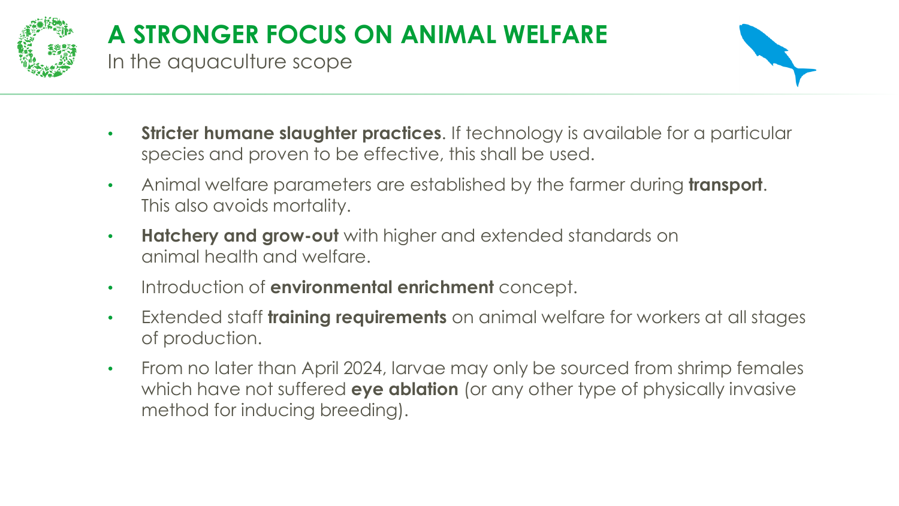# A STRONGER FOCUS ON ANIMAL WELFARE

In the aquaculture scope

- **Stricter humane slaughter practices**. If technology is available for a particular species and proven to be effective, this shall be used.
- Animal welfare parameters are established by the farmer during **transport**. This also avoids mortality.
- **Hatchery and grow-out** with higher and extended standards on animal health and welfare.
- Introduction of **environmental enrichment** concept.
- Extended staff **training requirements** on animal welfare for workers at all stages of production.
- From no later than April 2024, larvae may only be sourced from shrimp females which have not suffered **eye ablation** (or any other type of physically invasive method for inducing breeding).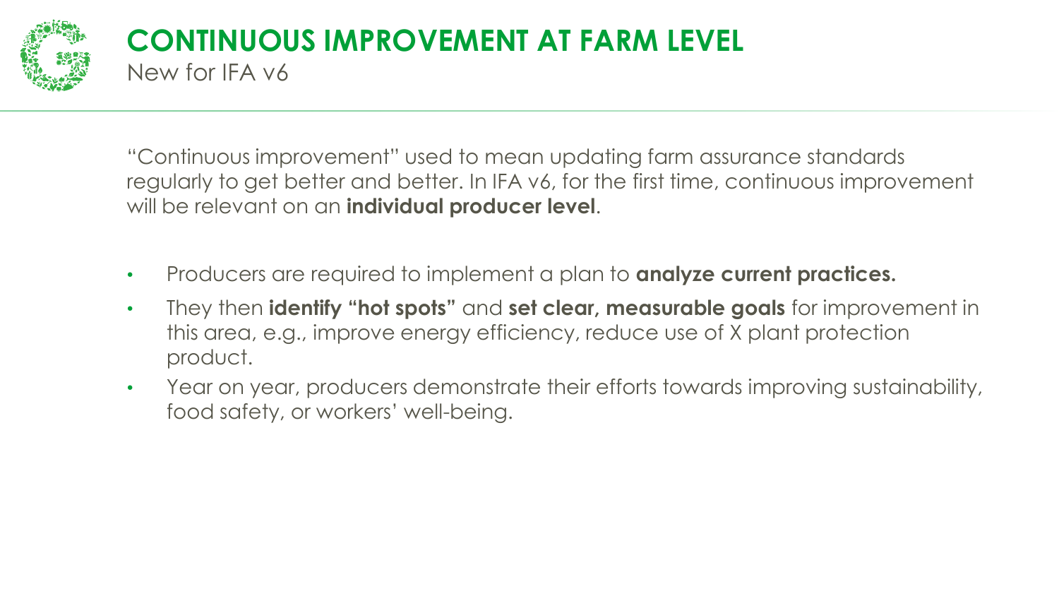# CONTINUOUS IMPROVEMENT AT FARM LEVEL

New for IFA v6

"Continuous improvement" used to mean updating farm assurance standards regularly to get better and better. In IFA v6, for the first time, continuous improvement will be relevant on an **individual producer level**.

- Producers are required to implement a plan to **analyze current practices.**
- They then **identify "hot spots"** and **set clear, measurable goals** for improvement in this area, e.g., improve energy efficiency, reduce use of X plant protection product.
- Year on year, producers demonstrate their efforts towards improving sustainability, food safety, or workers' well-being.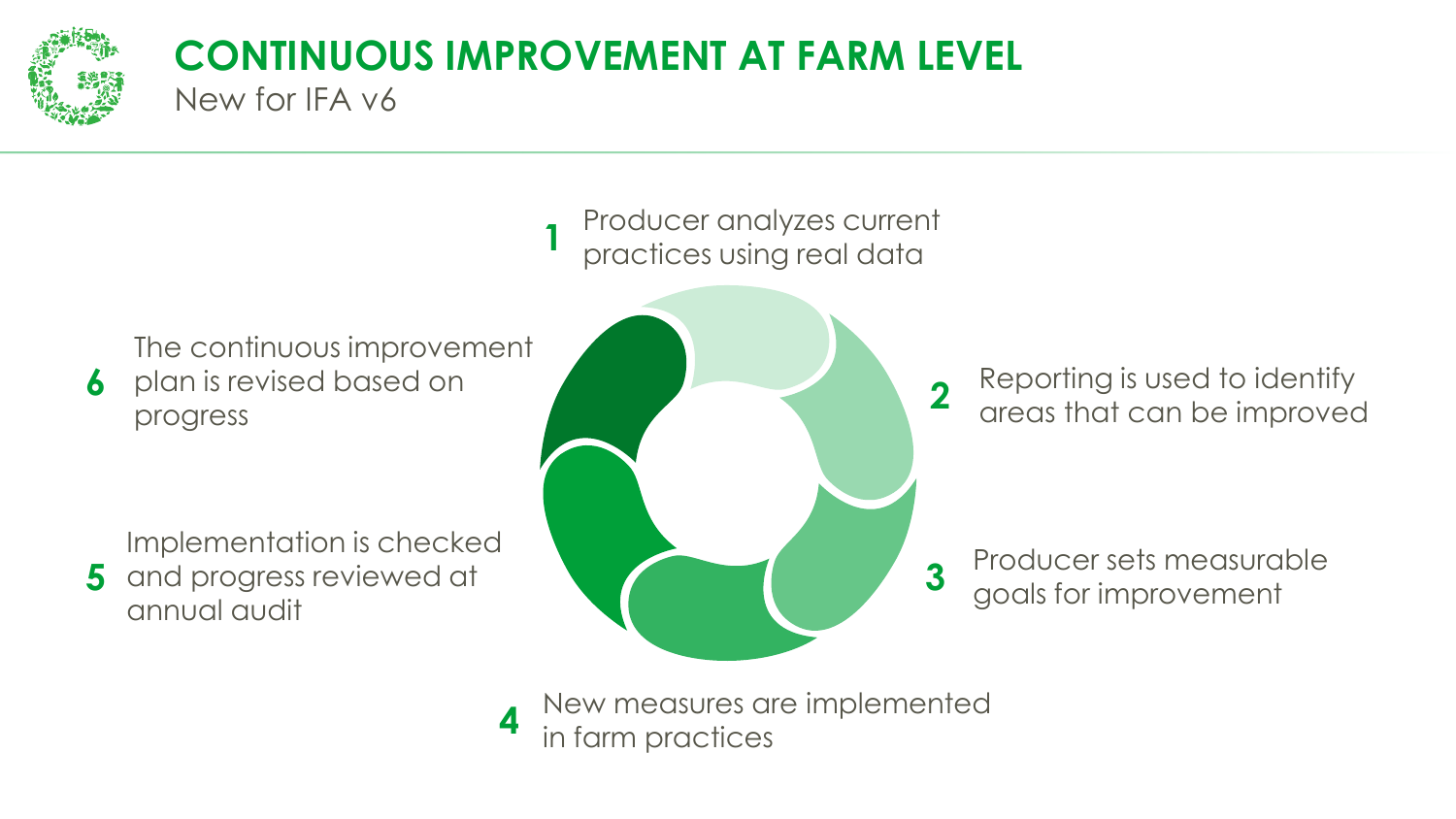# CONTINUOUS IMPROVEMENT AT FARM LEVEL

New for IFA v6

1. Producer analyzes current practices using real data
2. Reporting is used to identify areas that can be improved
3. Producer sets measurable goals for improvement
4. New measures are implemented in farm practices
5. Implementation is checked and progress reviewed at annual audit
6. The continuous improvement plan is revised based on progress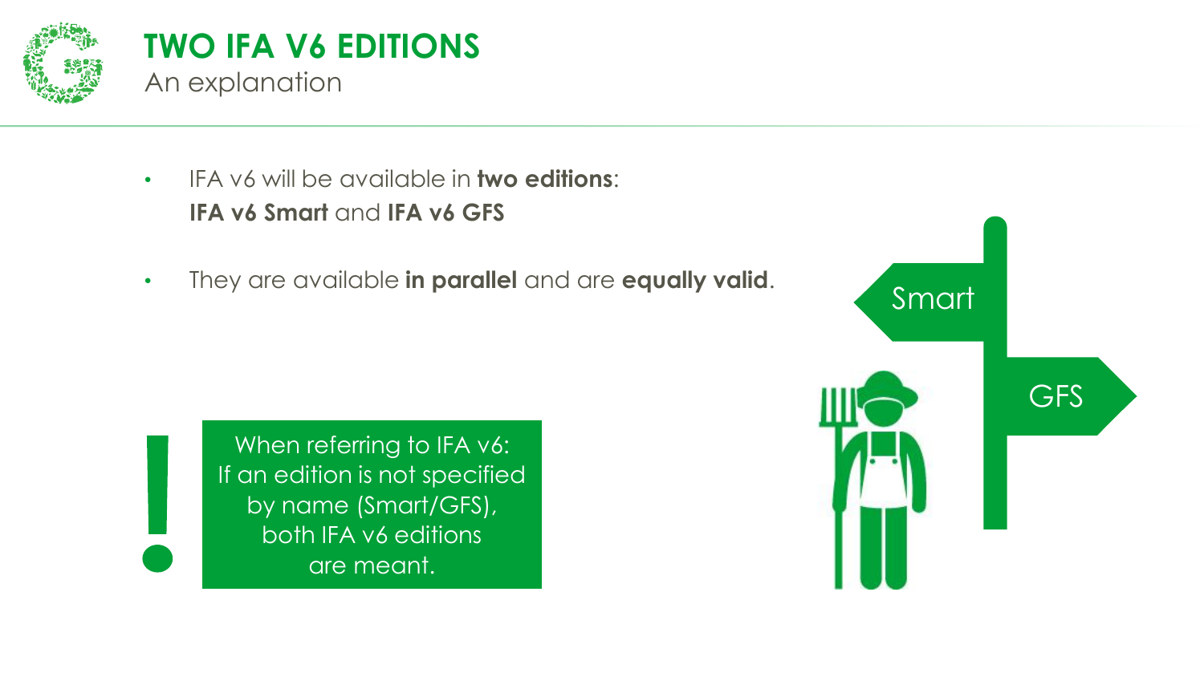# TWO IFA V6 EDITIONS

An explanation

- IFA v6 will be available in **two editions**:
  **IFA v6 Smart** and **IFA v6 GFS**
- They are available **in parallel** and are **equally valid**.

**!** When referring to IFA v6: If an edition is not specified by name (Smart/GFS), both IFA v6 editions are meant.

Smart

GFS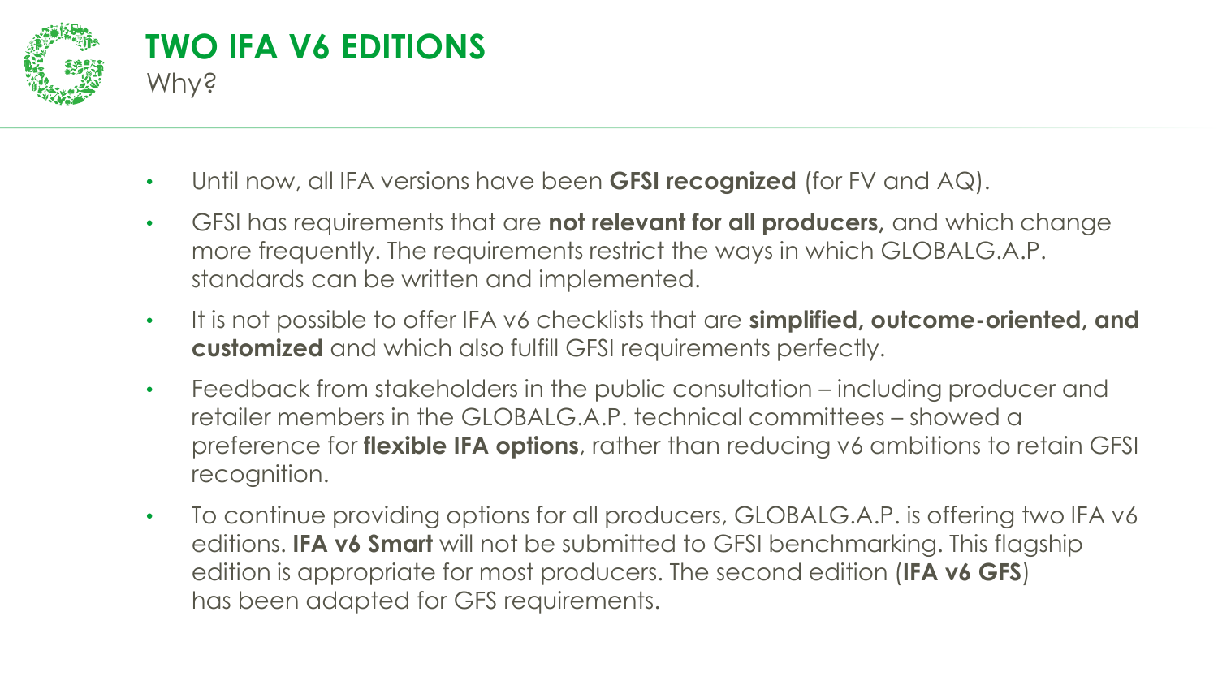# TWO IFA V6 EDITIONS

## Why?

- Until now, all IFA versions have been **GFSI recognized** (for FV and AQ).
- GFSI has requirements that are **not relevant for all producers,** and which change more frequently. The requirements restrict the ways in which GLOBALG.A.P. standards can be written and implemented.
- It is not possible to offer IFA v6 checklists that are **simplified, outcome-oriented, and customized** and which also fulfill GFSI requirements perfectly.
- Feedback from stakeholders in the public consultation – including producer and retailer members in the GLOBALG.A.P. technical committees – showed a preference for **flexible IFA options**, rather than reducing v6 ambitions to retain GFSI recognition.
- To continue providing options for all producers, GLOBALG.A.P. is offering two IFA v6 editions. **IFA v6 Smart** will not be submitted to GFSI benchmarking. This flagship edition is appropriate for most producers. The second edition (**IFA v6 GFS**) has been adapted for GFS requirements.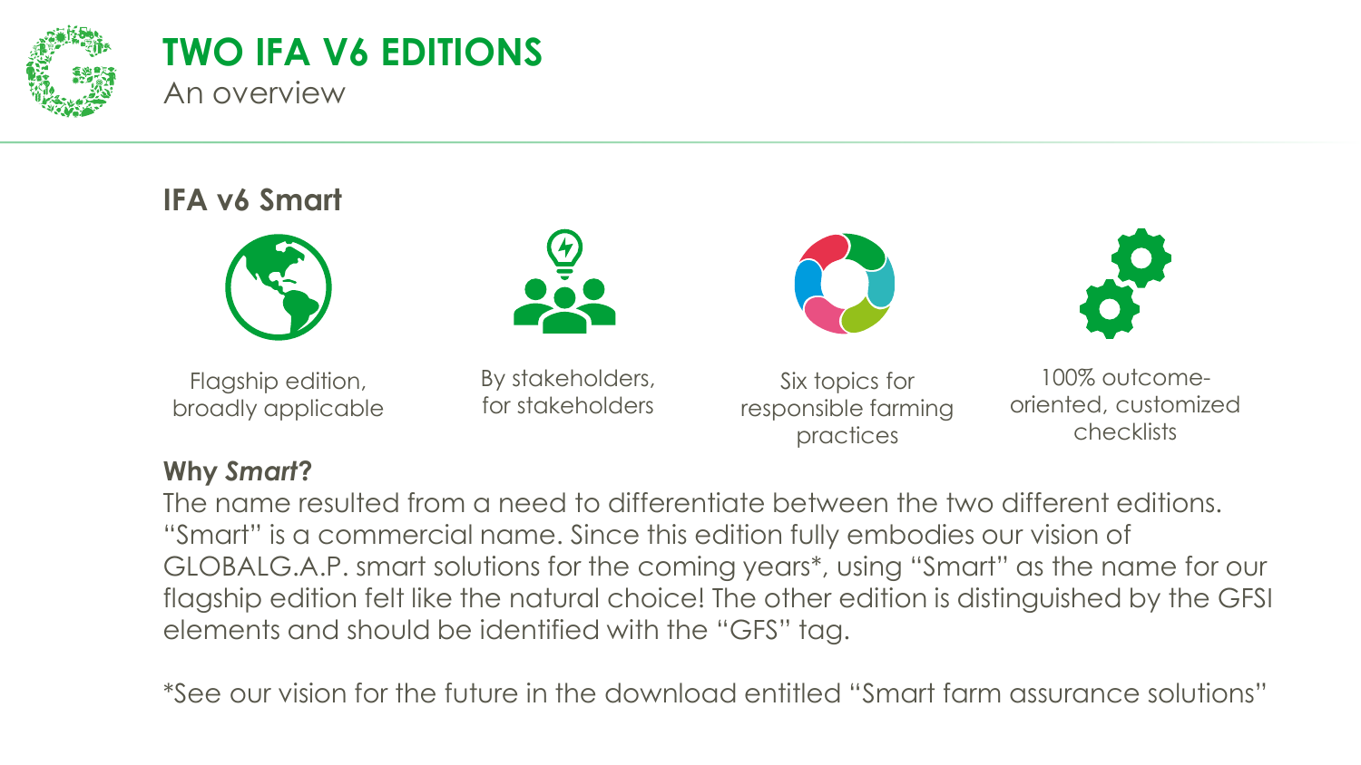# TWO IFA V6 EDITIONS

An overview

## IFA v6 Smart

- Flagship edition, broadly applicable
- By stakeholders, for stakeholders
- Six topics for responsible farming practices
- 100% outcome-oriented, customized checklists

**Why *Smart*?**

The name resulted from a need to differentiate between the two different editions. "Smart" is a commercial name. Since this edition fully embodies our vision of GLOBALG.A.P. smart solutions for the coming years*, using "Smart" as the name for our flagship edition felt like the natural choice! The other edition is distinguished by the GFSI elements and should be identified with the "GFS" tag.

*See our vision for the future in the download entitled "Smart farm assurance solutions"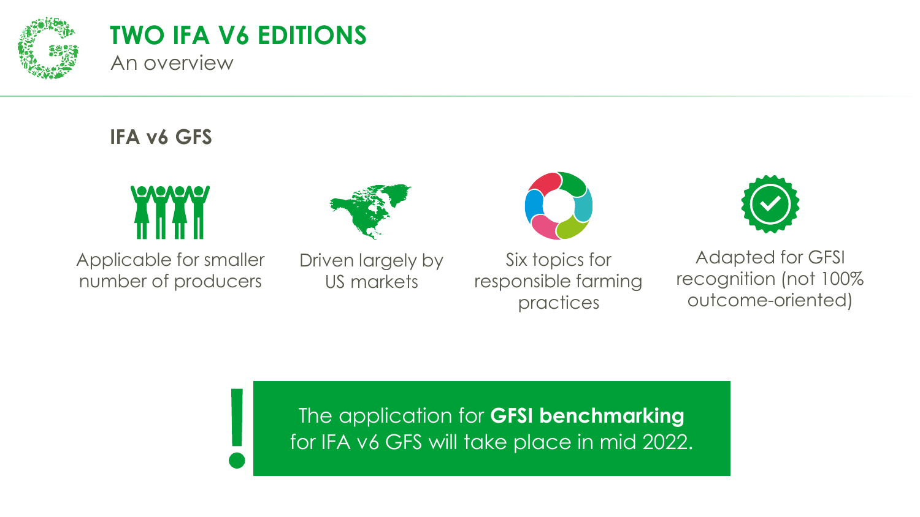# TWO IFA V6 EDITIONS

An overview

## IFA v6 GFS

- Applicable for smaller number of producers
- Driven largely by US markets
- Six topics for responsible farming practices
- Adapted for GFSI recognition (not 100% outcome-oriented)

! The application for **GFSI benchmarking** for IFA v6 GFS will take place in mid 2022.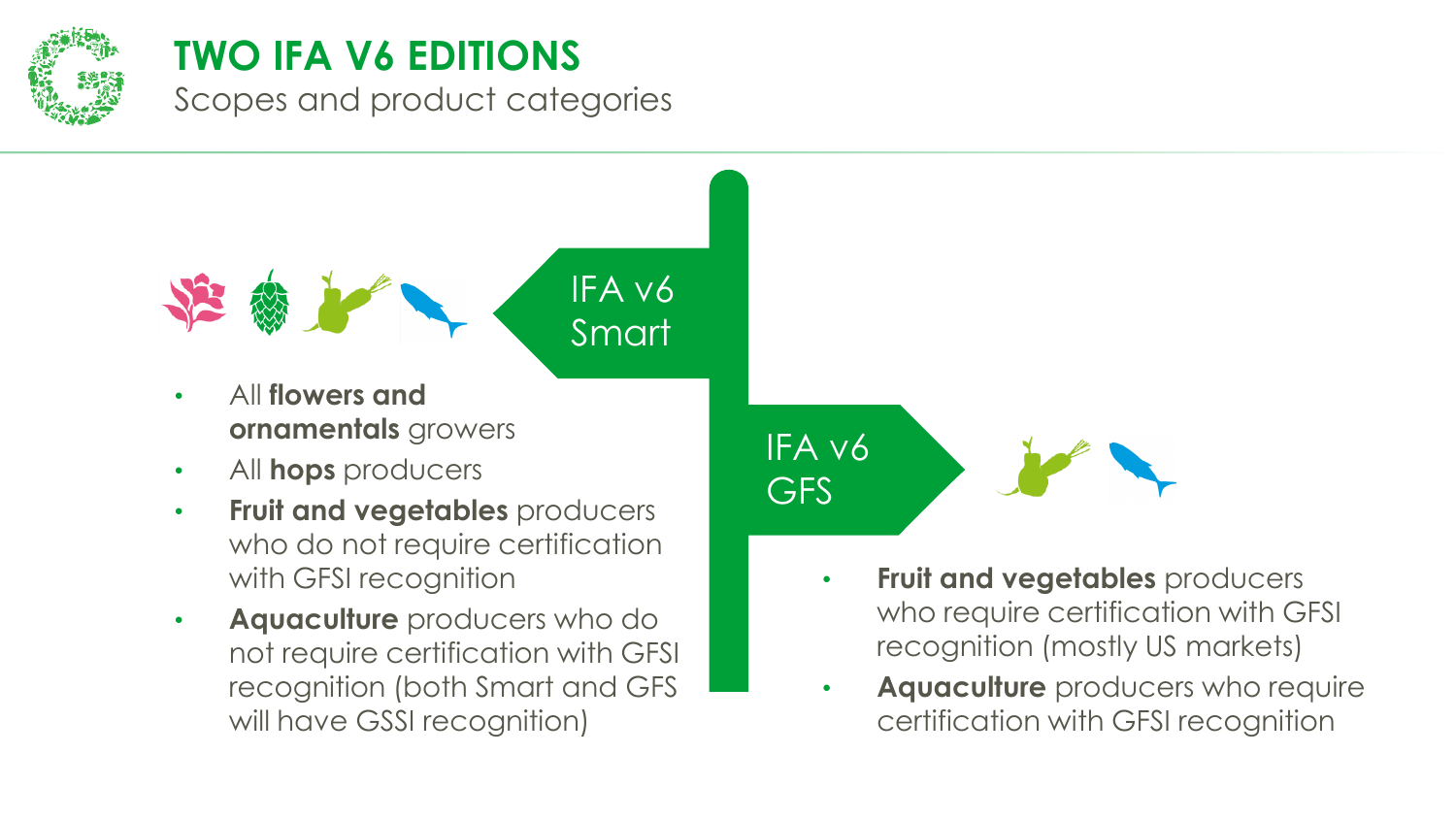# TWO IFA V6 EDITIONS

Scopes and product categories

## IFA v6 Smart

- All **flowers and ornamentals** growers
- All **hops** producers
- **Fruit and vegetables** producers who do not require certification with GFSI recognition
- **Aquaculture** producers who do not require certification with GFSI recognition (both Smart and GFS will have GSSI recognition)

## IFA v6 GFS

- **Fruit and vegetables** producers who require certification with GFSI recognition (mostly US markets)
- **Aquaculture** producers who require certification with GFSI recognition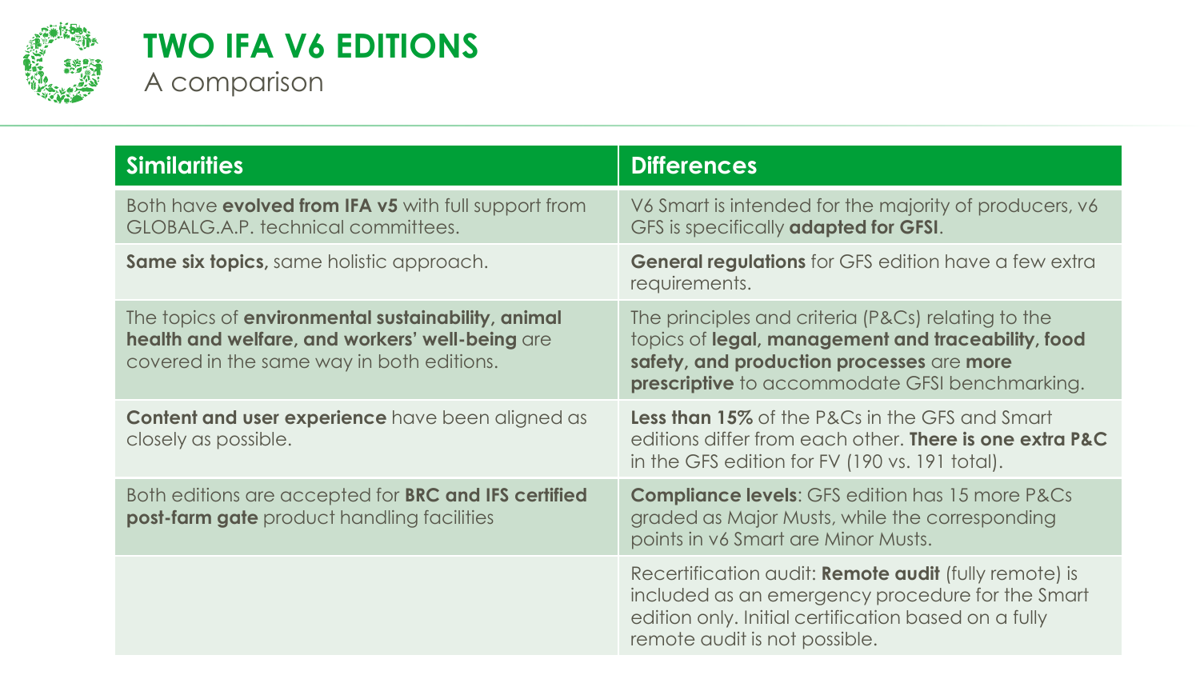# TWO IFA V6 EDITIONS

A comparison

| Similarities | Differences |
|---|---|
| Both have **evolved from IFA v5** with full support from GLOBALG.A.P. technical committees. | V6 Smart is intended for the majority of producers, v6 GFS is specifically **adapted for GFSI**. |
| **Same six topics,** same holistic approach. | **General regulations** for GFS edition have a few extra requirements. |
| The topics of **environmental sustainability, animal health and welfare, and workers' well-being** are covered in the same way in both editions. | The principles and criteria (P&Cs) relating to the topics of **legal, management and traceability, food safety, and production processes** are **more prescriptive** to accommodate GFSI benchmarking. |
| **Content and user experience** have been aligned as closely as possible. | **Less than 15%** of the P&Cs in the GFS and Smart editions differ from each other. **There is one extra P&C** in the GFS edition for FV (190 vs. 191 total). |
| Both editions are accepted for **BRC and IFS certified post-farm gate** product handling facilities | **Compliance levels**: GFS edition has 15 more P&Cs graded as Major Musts, while the corresponding points in v6 Smart are Minor Musts. |
| | Recertification audit: **Remote audit** (fully remote) is included as an emergency procedure for the Smart edition only. Initial certification based on a fully remote audit is not possible. |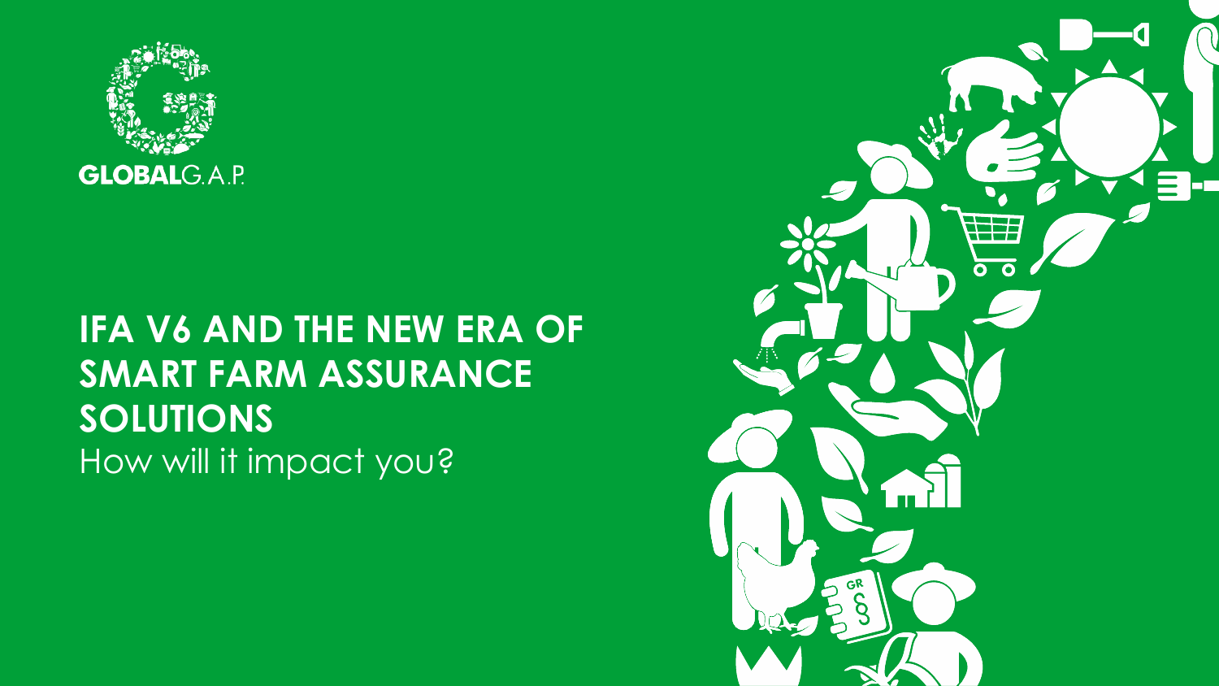GLOBALG.A.P.

# IFA V6 AND THE NEW ERA OF SMART FARM ASSURANCE SOLUTIONS

How will it impact you?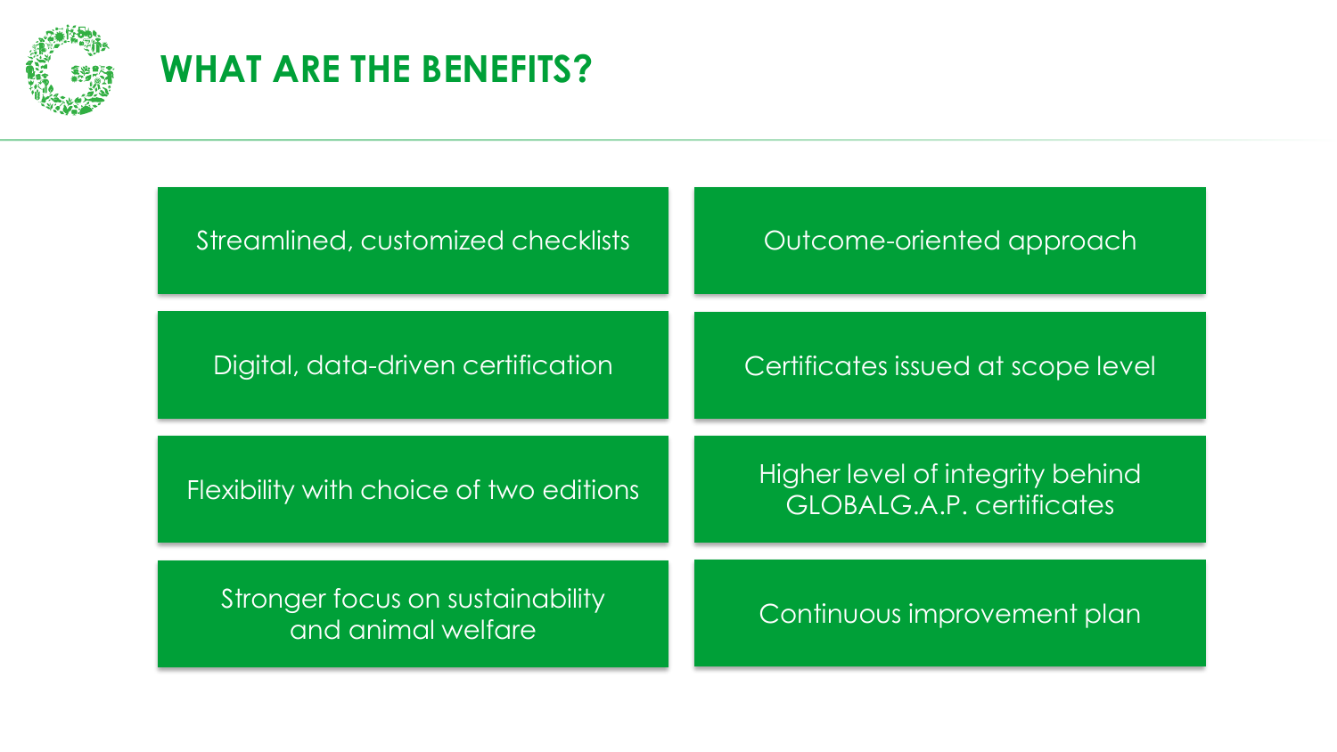# WHAT ARE THE BENEFITS?

- Streamlined, customized checklists
- Outcome-oriented approach
- Digital, data-driven certification
- Certificates issued at scope level
- Flexibility with choice of two editions
- Higher level of integrity behind GLOBALG.A.P. certificates
- Stronger focus on sustainability and animal welfare
- Continuous improvement plan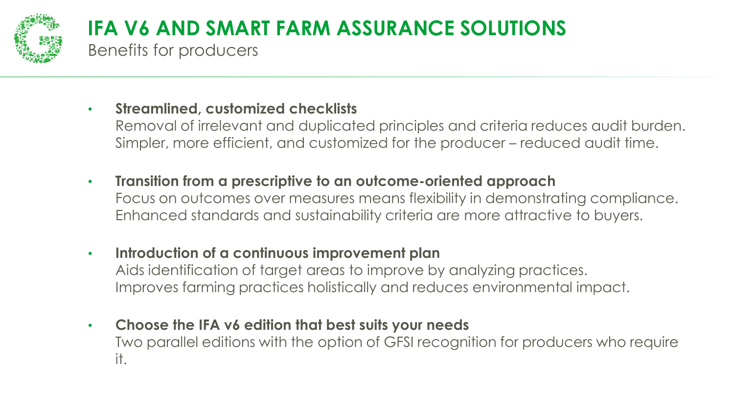# IFA V6 AND SMART FARM ASSURANCE SOLUTIONS

## Benefits for producers

- **Streamlined, customized checklists**
  Removal of irrelevant and duplicated principles and criteria reduces audit burden. Simpler, more efficient, and customized for the producer – reduced audit time.

- **Transition from a prescriptive to an outcome-oriented approach**
  Focus on outcomes over measures means flexibility in demonstrating compliance. Enhanced standards and sustainability criteria are more attractive to buyers.

- **Introduction of a continuous improvement plan**
  Aids identification of target areas to improve by analyzing practices. Improves farming practices holistically and reduces environmental impact.

- **Choose the IFA v6 edition that best suits your needs**
  Two parallel editions with the option of GFSI recognition for producers who require it.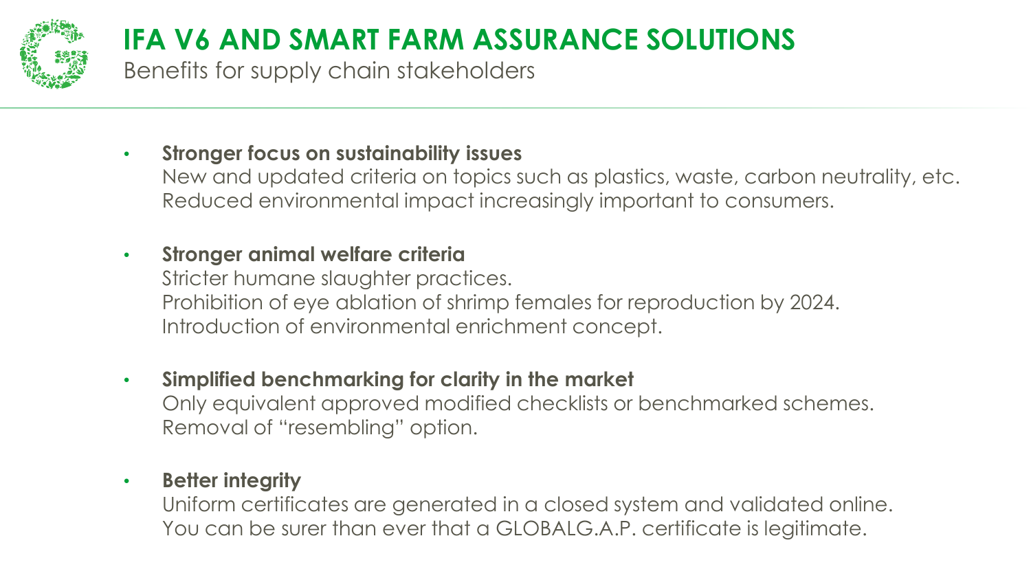# IFA V6 AND SMART FARM ASSURANCE SOLUTIONS

Benefits for supply chain stakeholders

- **Stronger focus on sustainability issues**
  New and updated criteria on topics such as plastics, waste, carbon neutrality, etc.
  Reduced environmental impact increasingly important to consumers.

- **Stronger animal welfare criteria**
  Stricter humane slaughter practices.
  Prohibition of eye ablation of shrimp females for reproduction by 2024.
  Introduction of environmental enrichment concept.

- **Simplified benchmarking for clarity in the market**
  Only equivalent approved modified checklists or benchmarked schemes.
  Removal of "resembling" option.

- **Better integrity**
  Uniform certificates are generated in a closed system and validated online.
  You can be surer than ever that a GLOBALG.A.P. certificate is legitimate.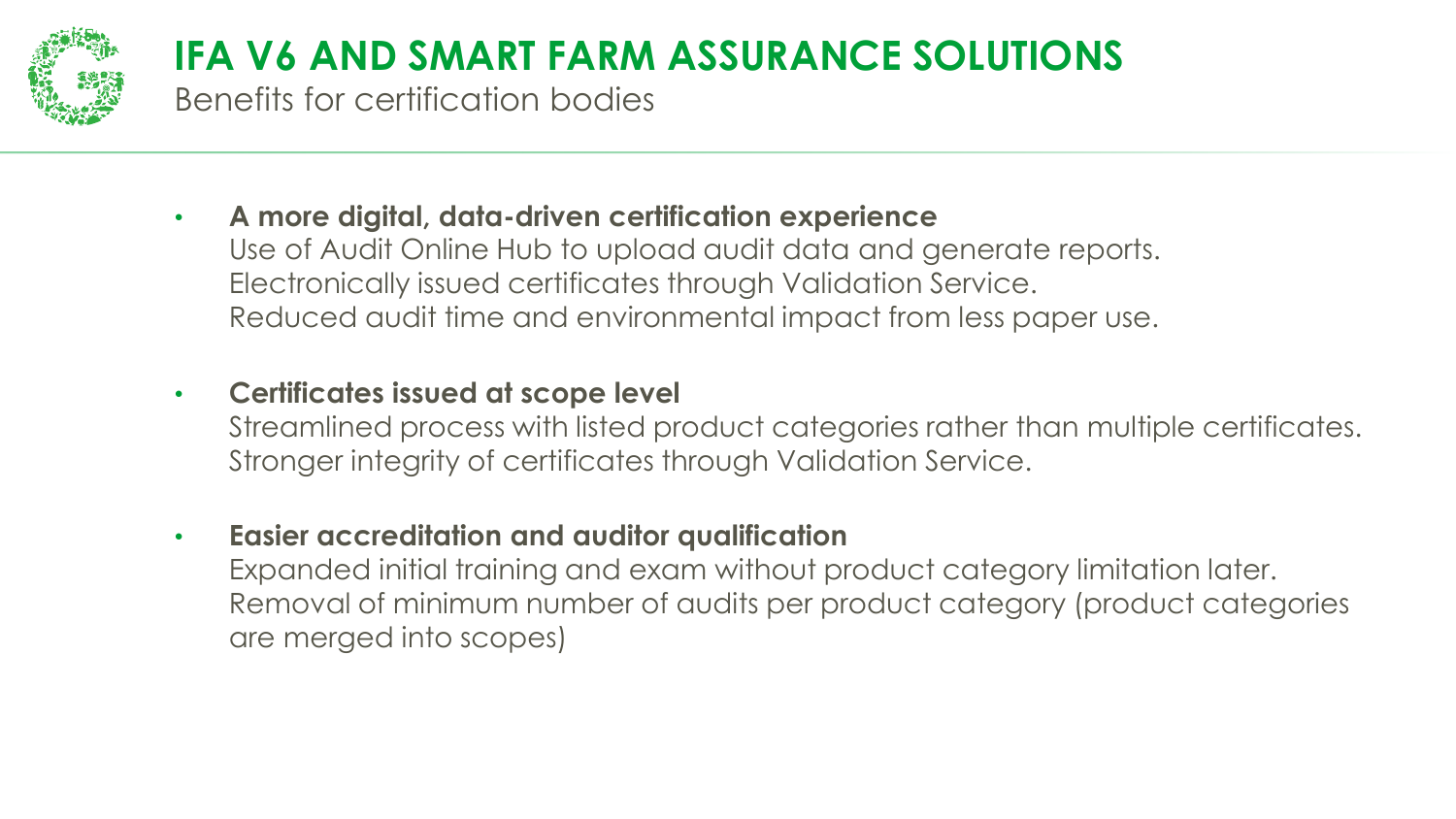# IFA V6 AND SMART FARM ASSURANCE SOLUTIONS

## Benefits for certification bodies

- **A more digital, data-driven certification experience**
  Use of Audit Online Hub to upload audit data and generate reports.
  Electronically issued certificates through Validation Service.
  Reduced audit time and environmental impact from less paper use.

- **Certificates issued at scope level**
  Streamlined process with listed product categories rather than multiple certificates.
  Stronger integrity of certificates through Validation Service.

- **Easier accreditation and auditor qualification**
  Expanded initial training and exam without product category limitation later.
  Removal of minimum number of audits per product category (product categories are merged into scopes)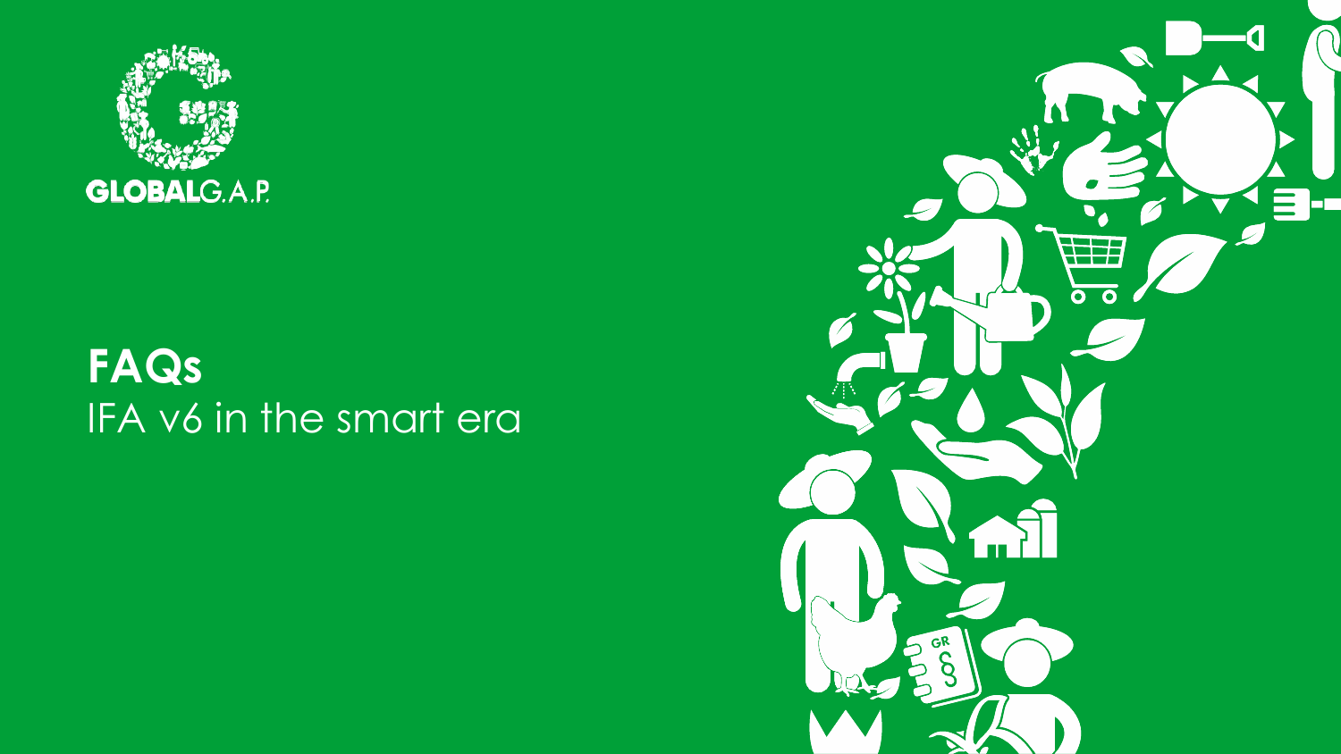# FAQs

IFA v6 in the smart era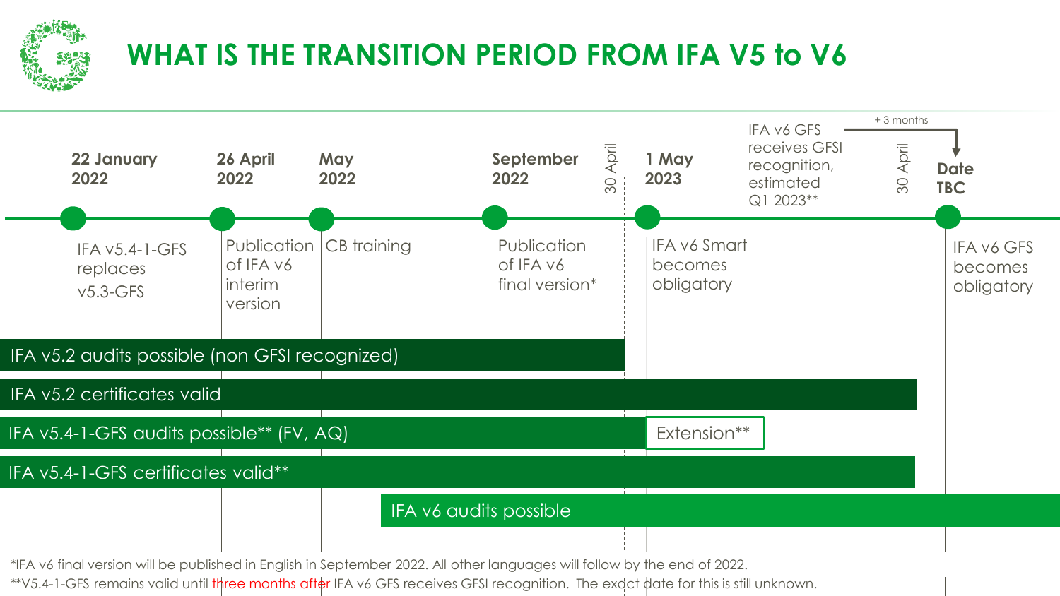# WHAT IS THE TRANSITION PERIOD FROM IFA V5 to V6

**22 January 2022** – IFA v5.4-1-GFS replaces v5.3-GFS

**26 April 2022** – Publication of IFA v6 interim version

**May 2022** – CB training

**September 2022** – Publication of IFA v6 final version*

30 April

**1 May 2023** – IFA v6 Smart becomes obligatory

IFA v6 GFS receives GFSI recognition, estimated Q1 2023**

+ 3 months

30 April

**Date TBC** – IFA v6 GFS becomes obligatory

- IFA v5.2 audits possible (non GFSI recognized)
- IFA v5.2 certificates valid
- IFA v5.4-1-GFS audits possible** (FV, AQ) – Extension**
- IFA v5.4-1-GFS certificates valid**
- IFA v6 audits possible

*IFA v6 final version will be published in English in September 2022. All other languages will follow by the end of 2022.

**V5.4-1-GFS remains valid until three months after IFA v6 GFS receives GFSI recognition. The exact date for this is still unknown.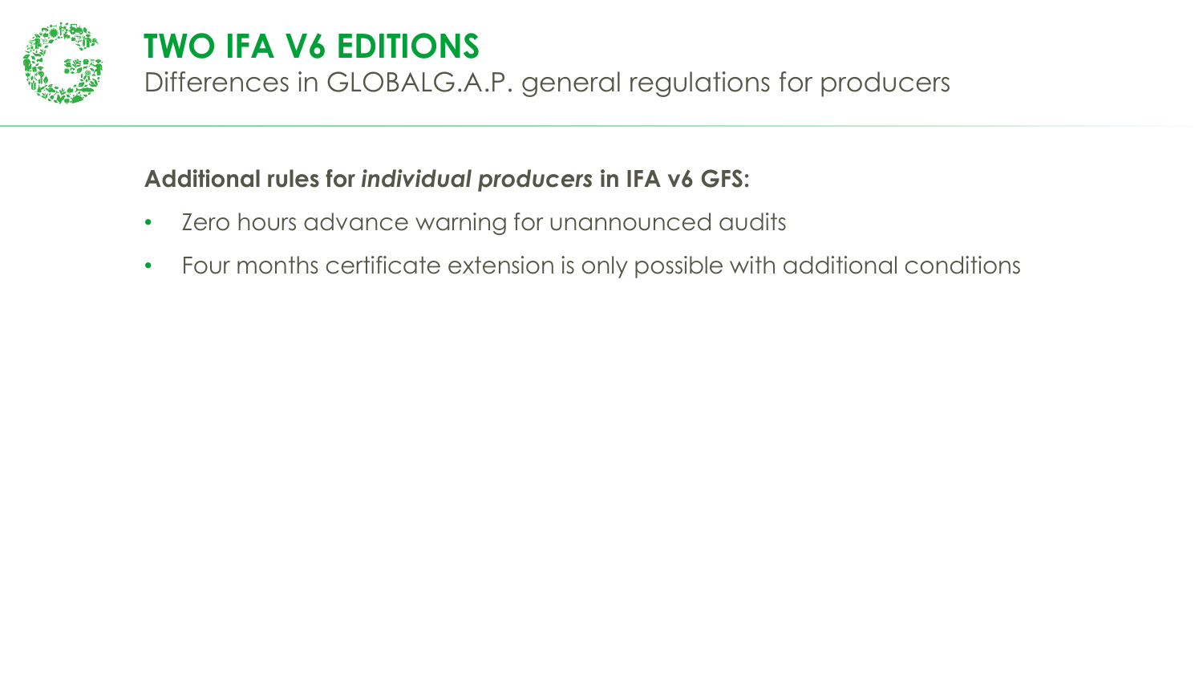# TWO IFA V6 EDITIONS

## Differences in GLOBALG.A.P. general regulations for producers

**Additional rules for *individual producers* in IFA v6 GFS:**

- Zero hours advance warning for unannounced audits
- Four months certificate extension is only possible with additional conditions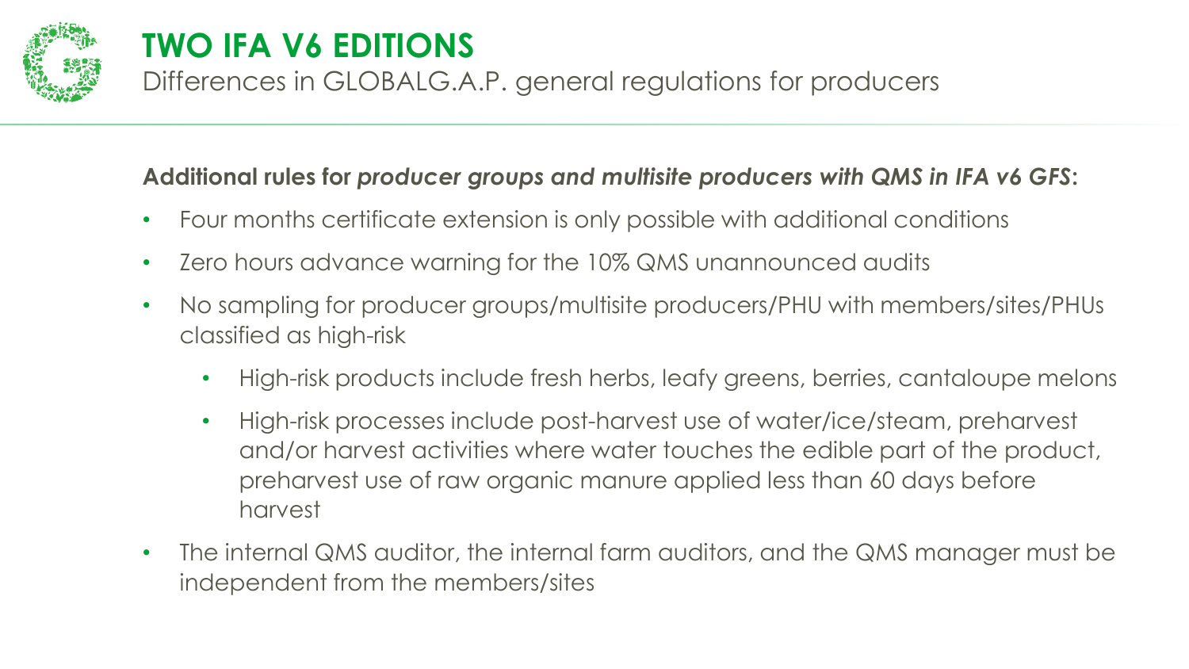# TWO IFA V6 EDITIONS

## Differences in GLOBALG.A.P. general regulations for producers

**Additional rules for *producer groups and multisite producers with QMS in IFA v6 GFS*:**

- Four months certificate extension is only possible with additional conditions
- Zero hours advance warning for the 10% QMS unannounced audits
- No sampling for producer groups/multisite producers/PHU with members/sites/PHUs classified as high-risk
  - High-risk products include fresh herbs, leafy greens, berries, cantaloupe melons
  - High-risk processes include post-harvest use of water/ice/steam, preharvest and/or harvest activities where water touches the edible part of the product, preharvest use of raw organic manure applied less than 60 days before harvest
- The internal QMS auditor, the internal farm auditors, and the QMS manager must be independent from the members/sites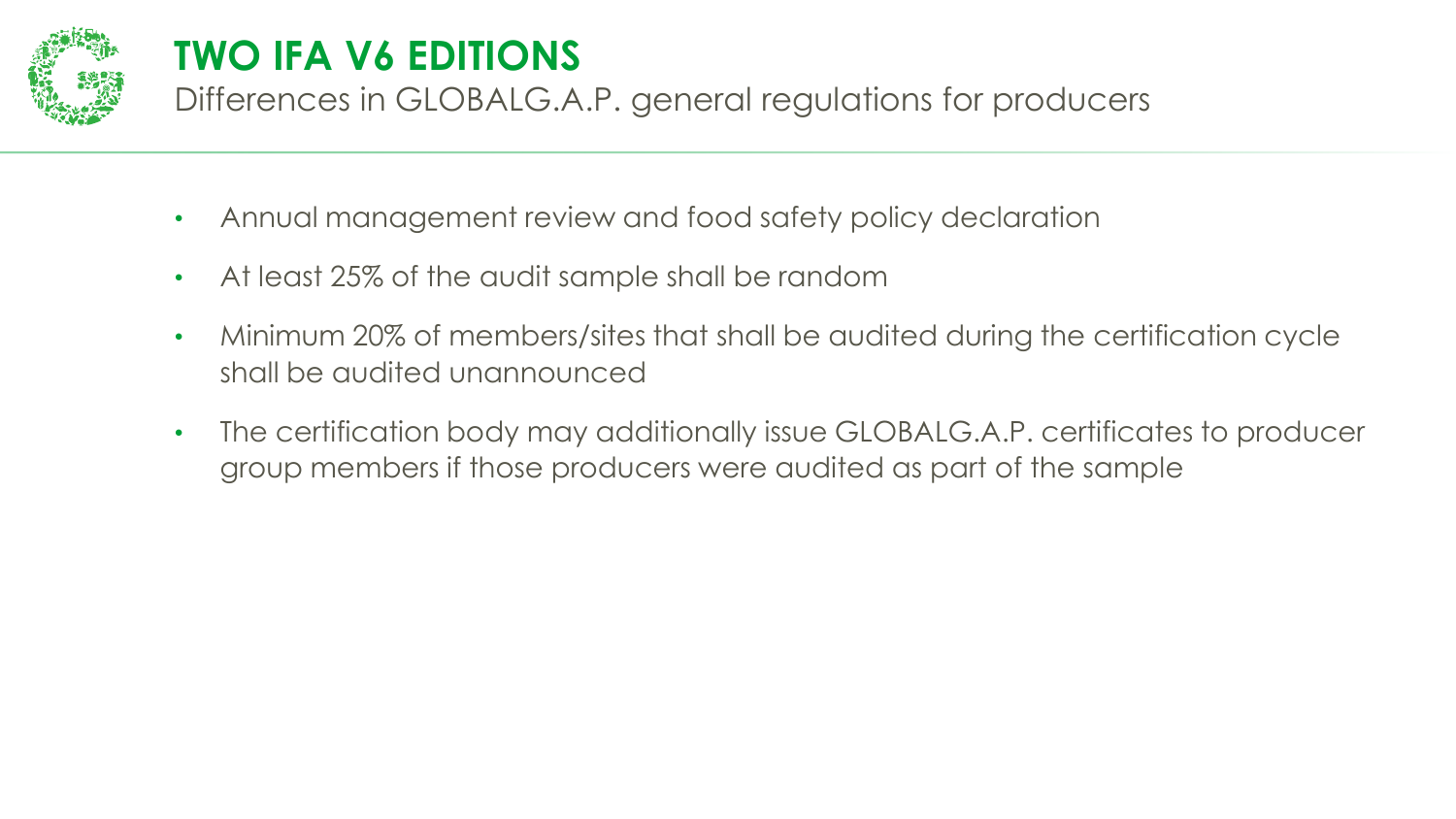# TWO IFA V6 EDITIONS

## Differences in GLOBALG.A.P. general regulations for producers

- Annual management review and food safety policy declaration
- At least 25% of the audit sample shall be random
- Minimum 20% of members/sites that shall be audited during the certification cycle shall be audited unannounced
- The certification body may additionally issue GLOBALG.A.P. certificates to producer group members if those producers were audited as part of the sample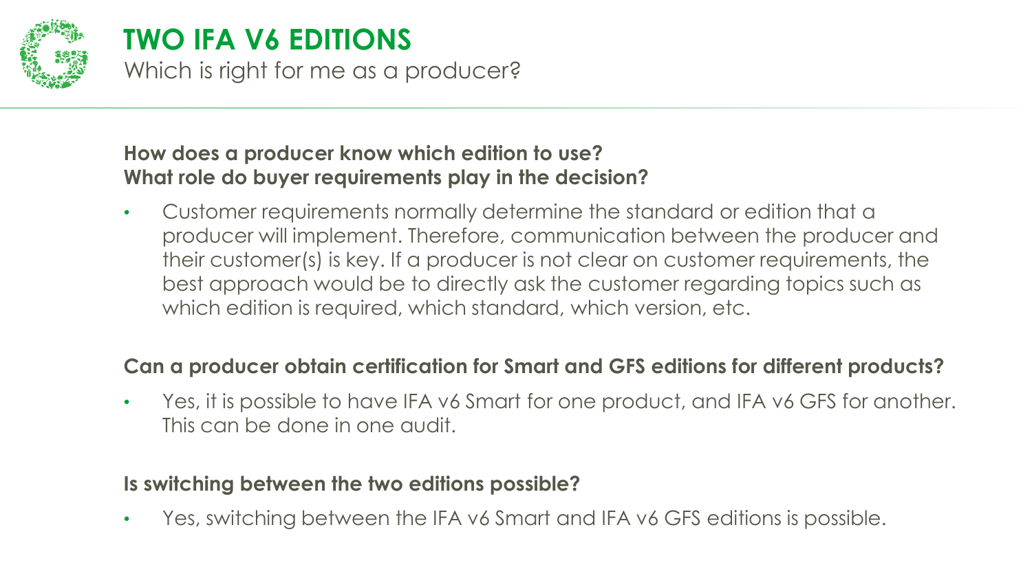# TWO IFA V6 EDITIONS

Which is right for me as a producer?

**How does a producer know which edition to use?**
**What role do buyer requirements play in the decision?**

- Customer requirements normally determine the standard or edition that a producer will implement. Therefore, communication between the producer and their customer(s) is key. If a producer is not clear on customer requirements, the best approach would be to directly ask the customer regarding topics such as which edition is required, which standard, which version, etc.

**Can a producer obtain certification for Smart and GFS editions for different products?**

- Yes, it is possible to have IFA v6 Smart for one product, and IFA v6 GFS for another. This can be done in one audit.

**Is switching between the two editions possible?**

- Yes, switching between the IFA v6 Smart and IFA v6 GFS editions is possible.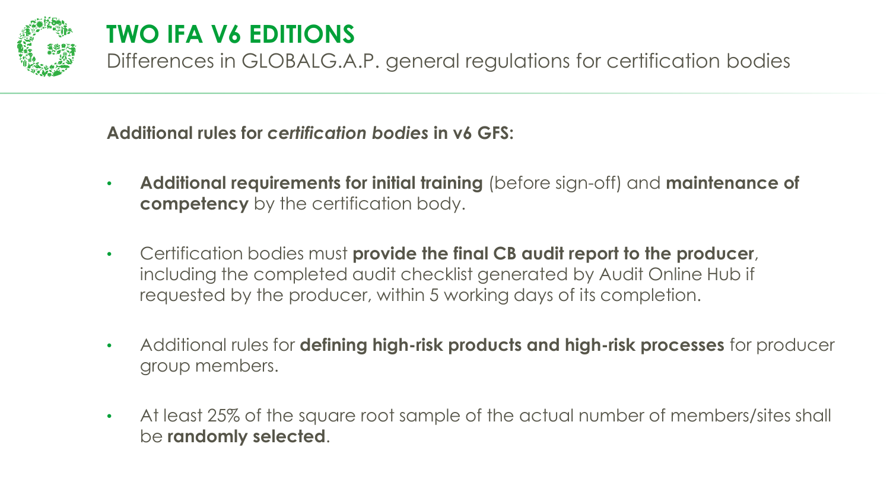# TWO IFA V6 EDITIONS

Differences in GLOBALG.A.P. general regulations for certification bodies

**Additional rules for *certification bodies* in v6 GFS:**

- **Additional requirements for initial training** (before sign-off) and **maintenance of competency** by the certification body.
- Certification bodies must **provide the final CB audit report to the producer**, including the completed audit checklist generated by Audit Online Hub if requested by the producer, within 5 working days of its completion.
- Additional rules for **defining high-risk products and high-risk processes** for producer group members.
- At least 25% of the square root sample of the actual number of members/sites shall be **randomly selected**.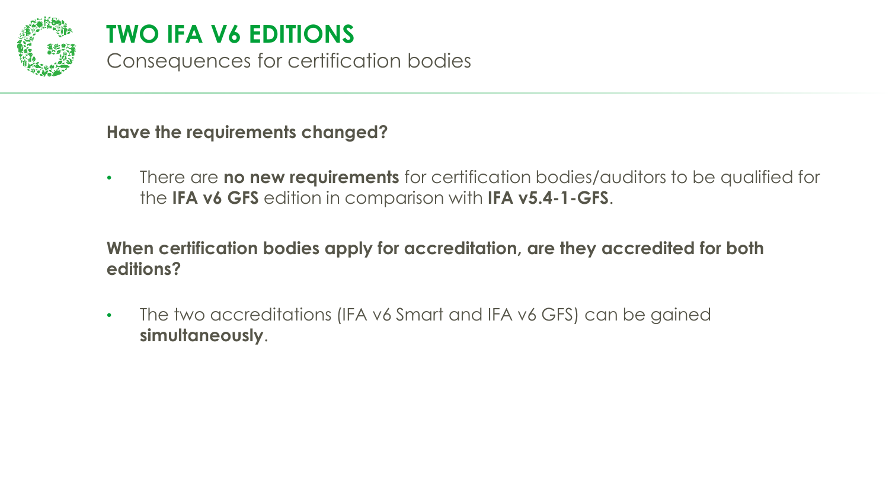# TWO IFA V6 EDITIONS

## Consequences for certification bodies

**Have the requirements changed?**

- There are **no new requirements** for certification bodies/auditors to be qualified for the **IFA v6 GFS** edition in comparison with **IFA v5.4-1-GFS**.

**When certification bodies apply for accreditation, are they accredited for both editions?**

- The two accreditations (IFA v6 Smart and IFA v6 GFS) can be gained **simultaneously**.